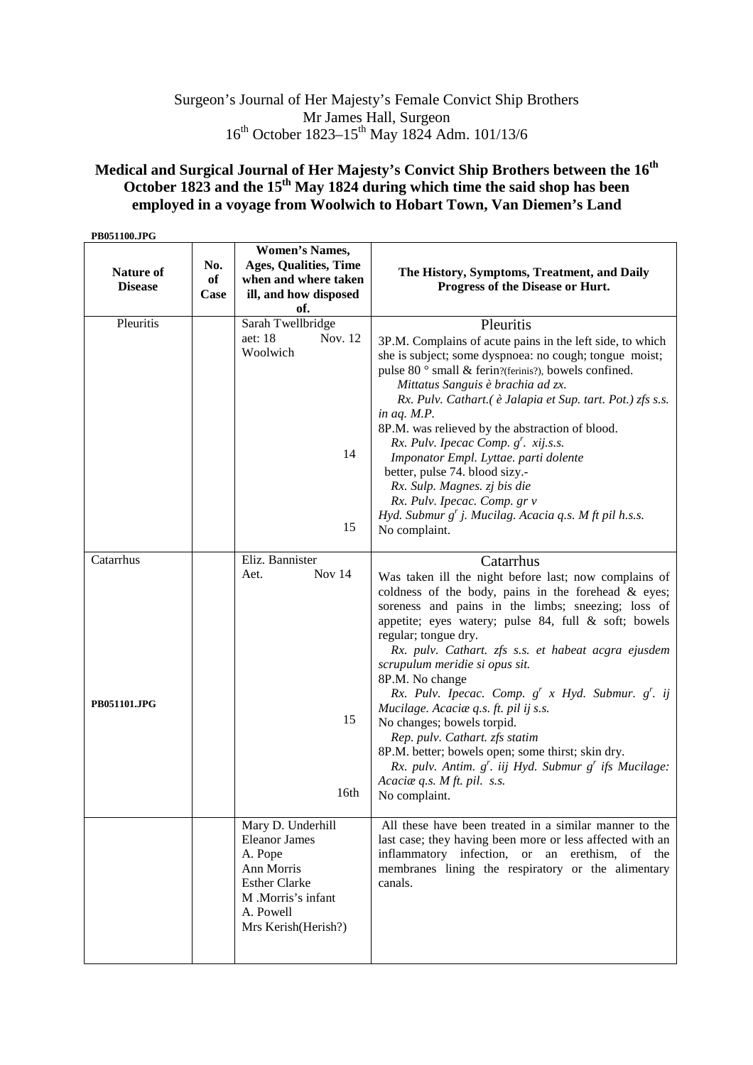Surgeon's Journal of Her Majesty's Female Convict Ship Brothers
Mr James Hall, Surgeon
16th October 1823–15th May 1824 Adm. 101/13/6

## Medical and Surgical Journal of Her Majesty's Convict Ship Brothers between the 16th October 1823 and the 15th May 1824 during which time the said shop has been employed in a voyage from Woolwich to Hobart Town, Van Diemen's Land

**PB051100.JPG**

| Nature of Disease | No. of Case | Women's Names, Ages, Qualities, Time when and where taken ill, and how disposed of. | The History, Symptoms, Treatment, and Daily Progress of the Disease or Hurt. |
|---|---|---|---|
| Pleuritis | | Sarah Twellbridge aet: 18 Nov. 12 Woolwich | Pleuritis<br>3P.M. Complains of acute pains in the left side, to which she is subject; some dyspnoea: no cough; tongue moist; pulse 80 ° small & ferin?(ferinis?), bowels confined.<br>*Mittatus Sanguis è brachia ad zx.*<br>*Rx. Pulv. Cathart.( è Jalapia et Sup. tart. Pot.) zfs s.s. in aq. M.P.*<br>8P.M. was relieved by the abstraction of blood.<br>*Rx. Pulv. Ipecac Comp. g$^r$. xij.s.s.*<br>*Imponator Empl. Lyttae. parti dolente* |
| | | 14 | better, pulse 74. blood sizy.-<br>*Rx. Sulp. Magnes. zj bis die*<br>*Rx. Pulv. Ipecac. Comp. gr v*<br>*Hyd. Submur g$^r$ j. Mucilag. Acacia q.s. M ft pil h.s.s.* |
| | | 15 | No complaint. |
| Catarrhus | | Eliz. Bannister Aet. Nov 14 | Catarrhus<br>Was taken ill the night before last; now complains of coldness of the body, pains in the forehead & eyes; soreness and pains in the limbs; sneezing; loss of appetite; eyes watery; pulse 84, full & soft; bowels regular; tongue dry.<br>*Rx. pulv. Cathart. zfs s.s. et habeat acgra ejusdem scrupulum meridie si opus sit.*<br>8P.M. No change<br>*Rx. Pulv. Ipecac. Comp. g$^r$ x Hyd. Submur. g$^r$. ij Mucilage. Acaciæ q.s. ft. pil ij s.s.* |
| **PB051101.JPG** | | 15 | No changes; bowels torpid.<br>*Rep. pulv. Cathart. zfs statim*<br>8P.M. better; bowels open; some thirst; skin dry.<br>*Rx. pulv. Antim. g$^r$. iij Hyd. Submur g$^r$ ifs Mucilage: Acaciæ q.s. M ft. pil. s.s.* |
| | | 16th | No complaint. |
| | | Mary D. Underhill<br>Eleanor James<br>A. Pope<br>Ann Morris<br>Esther Clarke<br>M .Morris's infant<br>A. Powell<br>Mrs Kerish(Herish?) | All these have been treated in a similar manner to the last case; they having been more or less affected with an inflammatory infection, or an erethism, of the membranes lining the respiratory or the alimentary canals. |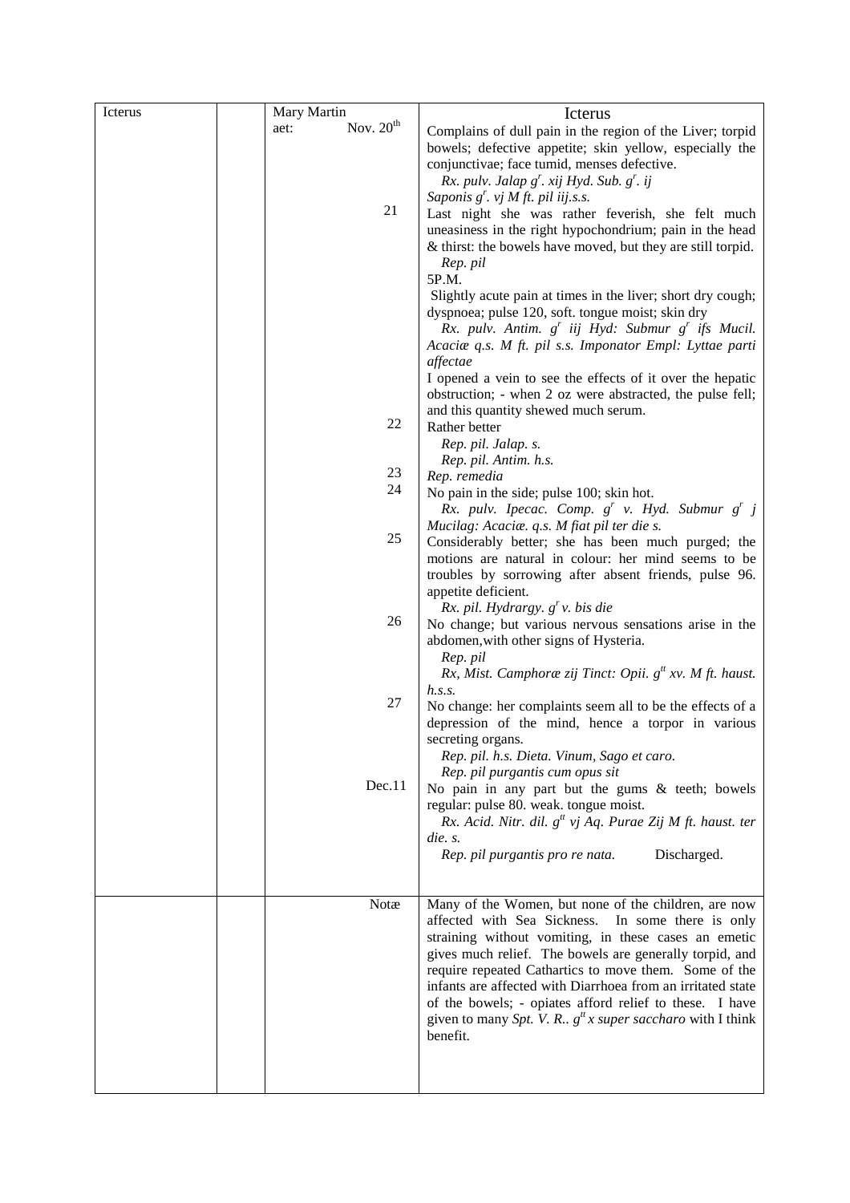| Icterus | | Mary Martin | Icterus |
|---|---|---|---|
| | | aet: Nov. 20th | Complains of dull pain in the region of the Liver; torpid bowels; defective appetite; skin yellow, especially the conjunctivae; face tumid, menses defective. *Rx. pulv. Jalap gr. xij Hyd. Sub. gr. ij Saponis gr. vj M ft. pil iij.s.s.* |
| | | 21 | Last night she was rather feverish, she felt much uneasiness in the right hypochondrium; pain in the head & thirst: the bowels have moved, but they are still torpid. *Rep. pil* 5P.M. Slightly acute pain at times in the liver; short dry cough; dyspnoea; pulse 120, soft. tongue moist; skin dry *Rx. pulv. Antim. gr iij Hyd: Submur gr ifs Mucil. Acaciæ q.s. M ft. pil s.s. Imponator Empl: Lyttae parti affectae* I opened a vein to see the effects of it over the hepatic obstruction; - when 2 oz were abstracted, the pulse fell; and this quantity shewed much serum. |
| | | 22 | Rather better *Rep. pil. Jalap. s. Rep. pil. Antim. h.s.* |
| | | 23 | *Rep. remedia* |
| | | 24 | No pain in the side; pulse 100; skin hot. *Rx. pulv. Ipecac. Comp. gr v. Hyd. Submur gr j Mucilag: Acaciæ. q.s. M fiat pil ter die s.* |
| | | 25 | Considerably better; she has been much purged; the motions are natural in colour: her mind seems to be troubles by sorrowing after absent friends, pulse 96. appetite deficient. *Rx. pil. Hydrargy. gr v. bis die* |
| | | 26 | No change; but various nervous sensations arise in the abdomen,with other signs of Hysteria. *Rep. pil Rx, Mist. Camphoræ zij Tinct: Opii. gtt xv. M ft. haust. h.s.s.* |
| | | 27 | No change: her complaints seem all to be the effects of a depression of the mind, hence a torpor in various secreting organs. *Rep. pil. h.s. Dieta. Vinum, Sago et caro. Rep. pil purgantis cum opus sit* |
| | | Dec.11 | No pain in any part but the gums & teeth; bowels regular: pulse 80. weak. tongue moist. *Rx. Acid. Nitr. dil. gtt vj Aq. Purae Zij M ft. haust. ter die. s. Rep. pil purgantis pro re nata.* Discharged. |
| | | Notæ | Many of the Women, but none of the children, are now affected with Sea Sickness. In some there is only straining without vomiting, in these cases an emetic gives much relief. The bowels are generally torpid, and require repeated Cathartics to move them. Some of the infants are affected with Diarrhoea from an irritated state of the bowels; - opiates afford relief to these. I have given to many *Spt. V. R.. gtt x super saccharo* with I think benefit. |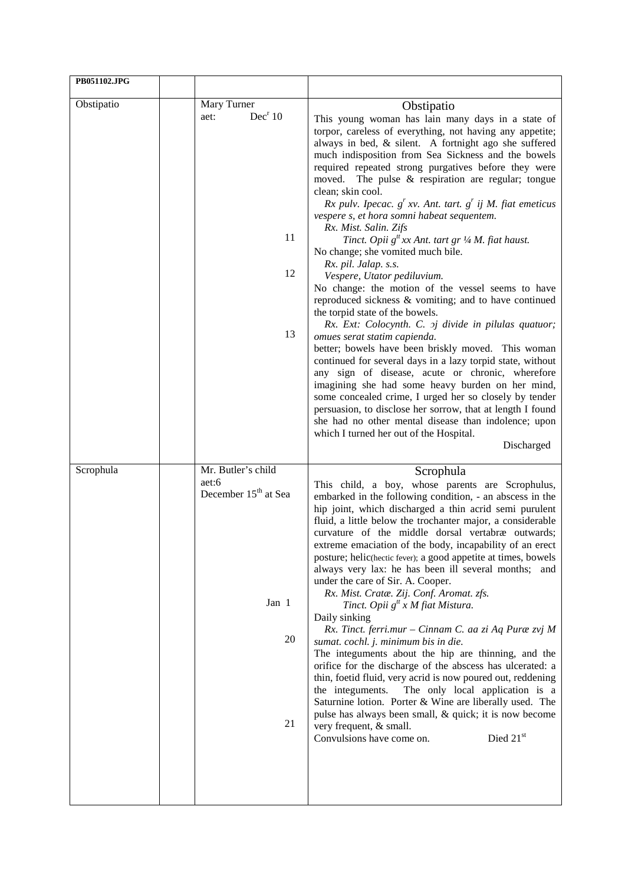| PB051102.JPG | | | |
|---|---|---|---|
| Obstipatio | | Mary Turner<br>aet: Dec$^{r}$ 10<br><br><br><br><br><br><br><br>11<br><br>12<br><br><br><br>13 | **Obstipatio**<br>This young woman has lain many days in a state of torpor, careless of everything, not having any appetite; always in bed, & silent. A fortnight ago she suffered much indisposition from Sea Sickness and the bowels required repeated strong purgatives before they were moved. The pulse & respiration are regular; tongue clean; skin cool.<br>*Rx pulv. Ipecac. g$^{r}$ xv. Ant. tart. g$^{r}$ ij M. fiat emeticus vespere s, et hora somni habeat sequentem.*<br>*Rx. Mist. Salin. Zifs*<br>*Tinct. Opii g$^{tt}$ xx Ant. tart gr ¼ M. fiat haust.*<br>No change; she vomited much bile.<br>*Rx. pil. Jalap. s.s.*<br>*Vespere, Utator pediluvium.*<br>No change: the motion of the vessel seems to have reproduced sickness & vomiting; and to have continued the torpid state of the bowels.<br>*Rx. Ext: Colocynth. C. ɔj divide in pilulas quatuor; omues serat statim capienda.*<br>better; bowels have been briskly moved. This woman continued for several days in a lazy torpid state, without any sign of disease, acute or chronic, wherefore imagining she had some heavy burden on her mind, some concealed crime, I urged her so closely by tender persuasion, to disclose her sorrow, that at length I found she had no other mental disease than indolence; upon which I turned her out of the Hospital.<br>Discharged |
| Scrophula | | Mr. Butler's child<br>aet:6<br>December 15$^{th}$ at Sea<br><br><br><br><br><br><br><br><br>Jan 1<br><br>20<br><br><br><br><br><br>21 | **Scrophula**<br>This child, a boy, whose parents are Scrophulus, embarked in the following condition, - an abscess in the hip joint, which discharged a thin acrid semi purulent fluid, a little below the trochanter major, a considerable curvature of the middle dorsal vertabræ outwards; extreme emaciation of the body, incapability of an erect posture; helic(hectic fever); a good appetite at times, bowels always very lax: he has been ill several months; and under the care of Sir. A. Cooper.<br>*Rx. Mist. Cratæ. Zij. Conf. Aromat. zfs.*<br>*Tinct. Opii g$^{tt}$ x M fiat Mistura.*<br>Daily sinking<br>*Rx. Tinct. ferri.mur – Cinnam C. aa zi Aq Puræ zvj M sumat. cochl. j. minimum bis in die.*<br>The integuments about the hip are thinning, and the orifice for the discharge of the abscess has ulcerated: a thin, foetid fluid, very acrid is now poured out, reddening the integuments. The only local application is a Saturnine lotion. Porter & Wine are liberally used. The pulse has always been small, & quick; it is now become very frequent, & small.<br>Convulsions have come on. Died 21$^{st}$ |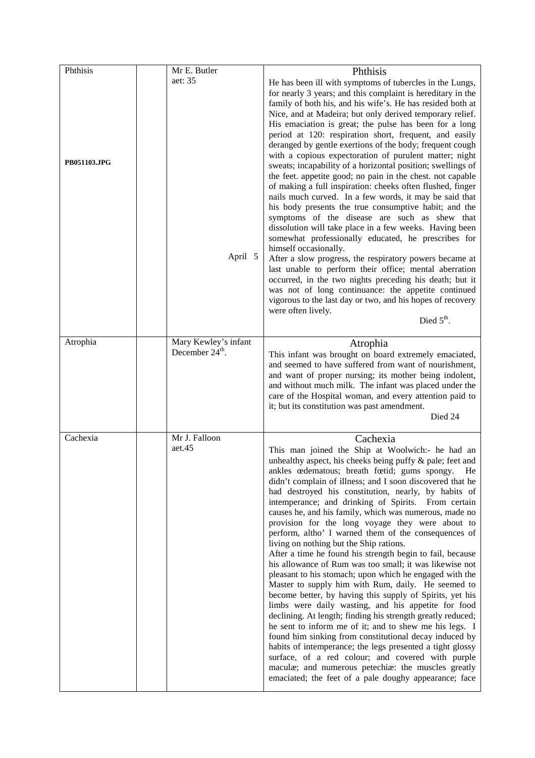| | | | |
|---|---|---|---|
| Phthisis<br><br>**PB051103.JPG** | | Mr E. Butler<br>aet: 35<br><br><br><br><br><br><br><br><br><br><br><br>April 5 | Phthisis<br>He has been ill with symptoms of tubercles in the Lungs, for nearly 3 years; and this complaint is hereditary in the family of both his, and his wife's. He has resided both at Nice, and at Madeira; but only derived temporary relief. His emaciation is great; the pulse has been for a long period at 120: respiration short, frequent, and easily deranged by gentle exertions of the body; frequent cough with a copious expectoration of purulent matter; night sweats; incapability of a horizontal position; swellings of the feet. appetite good; no pain in the chest. not capable of making a full inspiration: cheeks often flushed, finger nails much curved. In a few words, it may be said that his body presents the true consumptive habit; and the symptoms of the disease are such as shew that dissolution will take place in a few weeks. Having been somewhat professionally educated, he prescribes for himself occasionally.<br>After a slow progress, the respiratory powers became at last unable to perform their office; mental aberration occurred, in the two nights preceding his death; but it was not of long continuance: the appetite continued vigorous to the last day or two, and his hopes of recovery were often lively.<br>Died 5th. |
| Atrophia | | Mary Kewley's infant<br>December 24th. | Atrophia<br>This infant was brought on board extremely emaciated, and seemed to have suffered from want of nourishment, and want of proper nursing; its mother being indolent, and without much milk. The infant was placed under the care of the Hospital woman, and every attention paid to it; but its constitution was past amendment.<br>Died 24 |
| Cachexia | | Mr J. Falloon<br>aet.45 | Cachexia<br>This man joined the Ship at Woolwich:- he had an unhealthy aspect, his cheeks being puffy & pale; feet and ankles œdematous; breath fœtid; gums spongy. He didn't complain of illness; and I soon discovered that he had destroyed his constitution, nearly, by habits of intemperance; and drinking of Spirits. From certain causes he, and his family, which was numerous, made no provision for the long voyage they were about to perform, altho' I warned them of the consequences of living on nothing but the Ship rations.<br>After a time he found his strength begin to fail, because his allowance of Rum was too small; it was likewise not pleasant to his stomach; upon which he engaged with the Master to supply him with Rum, daily. He seemed to become better, by having this supply of Spirits, yet his limbs were daily wasting, and his appetite for food declining. At length; finding his strength greatly reduced; he sent to inform me of it; and to shew me his legs. I found him sinking from constitutional decay induced by habits of intemperance; the legs presented a tight glossy surface, of a red colour; and covered with purple maculæ; and numerous petechiæ: the muscles greatly emaciated; the feet of a pale doughy appearance; face |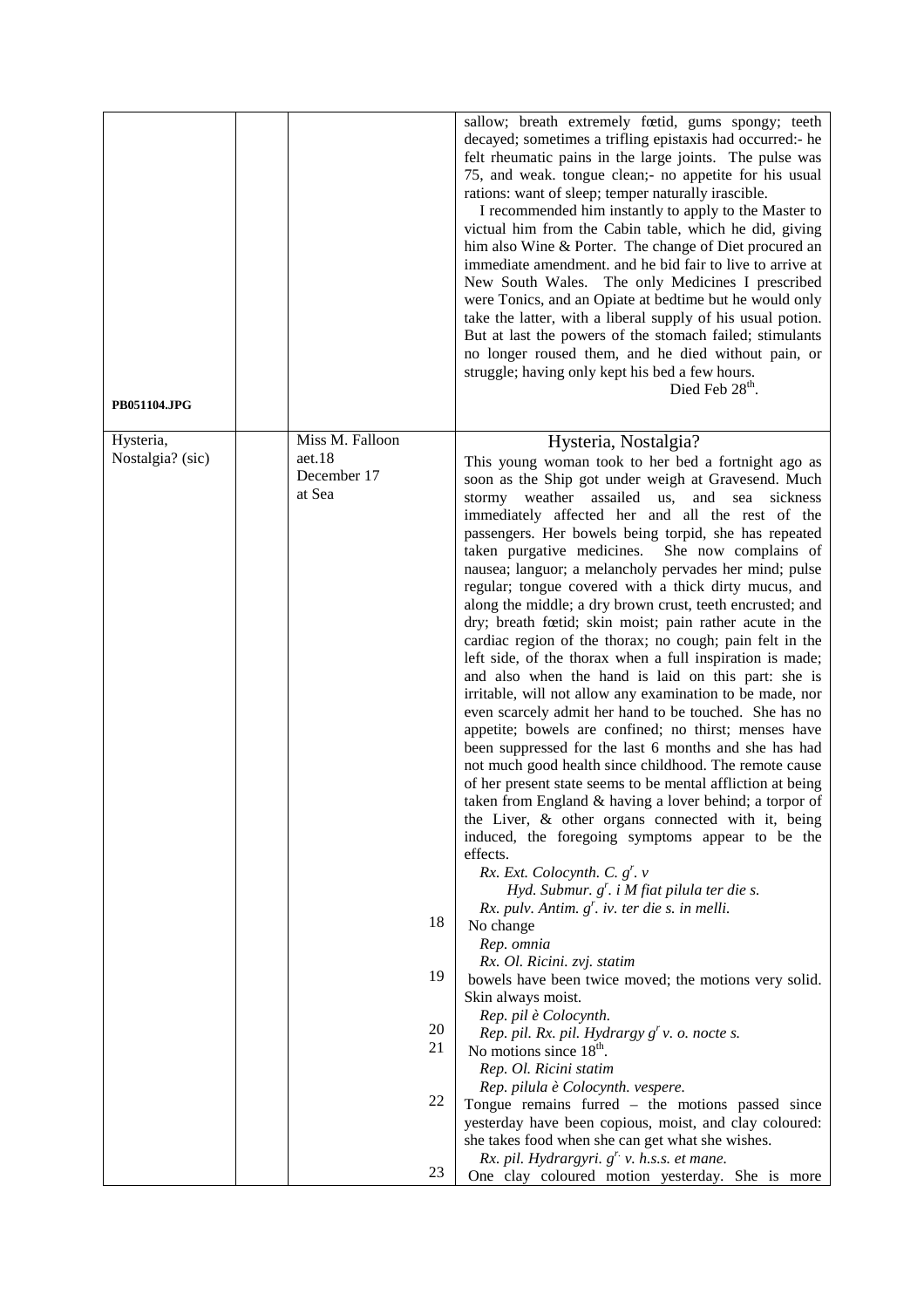| | | | | |
|---|---|---|---|---|
| PB051104.JPG | | | | sallow; breath extremely fœtid, gums spongy; teeth decayed; sometimes a trifling epistaxis had occurred:- he felt rheumatic pains in the large joints. The pulse was 75, and weak. tongue clean;- no appetite for his usual rations: want of sleep; temper naturally irascible.<br>I recommended him instantly to apply to the Master to victual him from the Cabin table, which he did, giving him also Wine & Porter. The change of Diet procured an immediate amendment. and he bid fair to live to arrive at New South Wales. The only Medicines I prescribed were Tonics, and an Opiate at bedtime but he would only take the latter, with a liberal supply of his usual potion. But at last the powers of the stomach failed; stimulants no longer roused them, and he died without pain, or struggle; having only kept his bed a few hours.<br>Died Feb 28th. |
| Hysteria, Nostalgia? (sic) | | Miss M. Falloon<br>aet.18<br>December 17<br>at Sea | | **Hysteria, Nostalgia?**<br>This young woman took to her bed a fortnight ago as soon as the Ship got under weigh at Gravesend. Much stormy weather assailed us, and sea sickness immediately affected her and all the rest of the passengers. Her bowels being torpid, she has repeated taken purgative medicines. She now complains of nausea; languor; a melancholy pervades her mind; pulse regular; tongue covered with a thick dirty mucus, and along the middle; a dry brown crust, teeth encrusted; and dry; breath fœtid; skin moist; pain rather acute in the cardiac region of the thorax; no cough; pain felt in the left side, of the thorax when a full inspiration is made; and also when the hand is laid on this part: she is irritable, will not allow any examination to be made, nor even scarcely admit her hand to be touched. She has no appetite; bowels are confined; no thirst; menses have been suppressed for the last 6 months and she has had not much good health since childhood. The remote cause of her present state seems to be mental affliction at being taken from England & having a lover behind; a torpor of the Liver, & other organs connected with it, being induced, the foregoing symptoms appear to be the effects.<br>*Rx. Ext. Colocynth. C. gr. v*<br>*Hyd. Submur. gr. i M fiat pilula ter die s.*<br>*Rx. pulv. Antim. gr. iv. ter die s. in melli.* |
| | | | 18 | No change<br>*Rep. omnia*<br>*Rx. Ol. Ricini. ℥vj. statim* |
| | | | 19 | bowels have been twice moved; the motions very solid. Skin always moist.<br>*Rep. pil è Colocynth.* |
| | | | 20 | *Rep. pil. Rx. pil. Hydrargy gr v. o. nocte s.* |
| | | | 21 | No motions since 18th.<br>*Rep. Ol. Ricini statim*<br>*Rep. pilula è Colocynth. vespere.* |
| | | | 22 | Tongue remains furred – the motions passed since yesterday have been copious, moist, and clay coloured: she takes food when she can get what she wishes.<br>*Rx. pil. Hydrargyri. gr. v. h.s.s. et mane.* |
| | | | 23 | One clay coloured motion yesterday. She is more |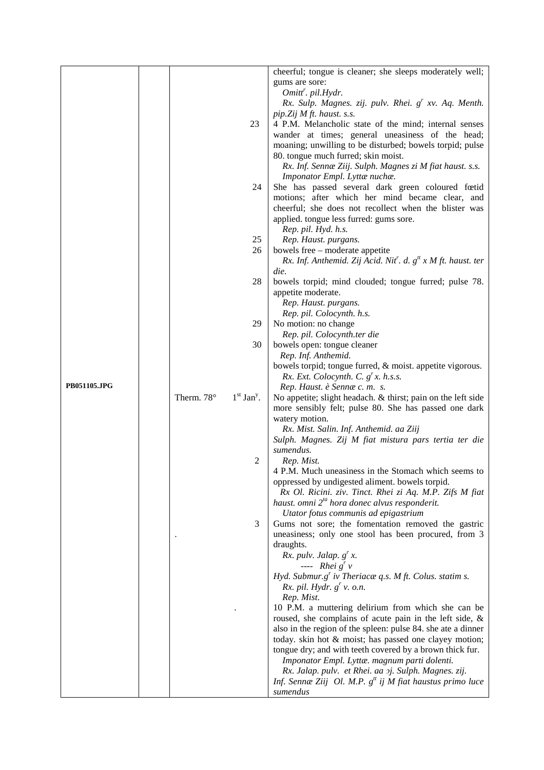| | | | | |
|---|---|---|---|---|
| | | | | cheerful; tongue is cleaner; she sleeps moderately well; gums are sore: *Omitt$^r$. pil.Hydr.* *Rx. Sulp. Magnes. zij. pulv. Rhei. g$^r$ xv. Aq. Menth. pip.Zij M ft. haust. s.s.* |
| | | | 23 | 4 P.M. Melancholic state of the mind; internal senses wander at times; general uneasiness of the head; moaning; unwilling to be disturbed; bowels torpid; pulse 80. tongue much furred; skin moist. *Rx. Inf. Sennæ Ziij. Sulph. Magnes zi M fiat haust. s.s.* *Imponator Empl. Lyttæ nuchæ.* |
| | | | 24 | She has passed several dark green coloured fœtid motions; after which her mind became clear, and cheerful; she does not recollect when the blister was applied. tongue less furred: gums sore. *Rep. pil. Hyd. h.s.* |
| | | | 25 | *Rep. Haust. purgans.* |
| | | | 26 | bowels free – moderate appetite *Rx. Inf. Anthemid. Zij Acid. Nit$^r$. d. g$^{tt}$ x M ft. haust. ter die.* |
| | | | 28 | bowels torpid; mind clouded; tongue furred; pulse 78. appetite moderate. *Rep. Haust. purgans.* *Rep. pil. Colocynth. h.s.* |
| | | | 29 | No motion: no change *Rep. pil. Colocynth.ter die* |
| | | | 30 | bowels open: tongue cleaner *Rep. Inf. Anthemid.* |
| | | | | bowels torpid; tongue furred, & moist. appetite vigorous. *Rx. Ext. Colocynth. C. g$^r$ x. h.s.s.* |
| PB051105.JPG | | | | *Rep. Haust. è Sennæ c. m. s.* |
| | | Therm. 78° | 1$^{st}$ Jan$^y$. | No appetite; slight headach. & thirst; pain on the left side more sensibly felt; pulse 80. She has passed one dark watery motion. *Rx. Mist. Salin. Inf. Anthemid. aa Ziij* *Sulph. Magnes. Zij M fiat mistura pars tertia ter die sumendus.* |
| | | | 2 | *Rep. Mist.* |
| | | | | 4 P.M. Much uneasiness in the Stomach which seems to oppressed by undigested aliment. bowels torpid. *Rx Ol. Ricini. ziv. Tinct. Rhei zi Aq. M.P. Zifs M fiat haust. omni 2$^{da}$ hora donec alvus responderit.* *Utator fotus communis ad epigastrium* |
| | | . | 3 | Gums not sore; the fomentation removed the gastric uneasiness; only one stool has been procured, from 3 draughts. *Rx. pulv. Jalap. g$^r$ x.* *---- Rhei g$^r$ v* *Hyd. Submur.g$^r$ iv Theriacæ q.s. M ft. Colus. statim s.* *Rx. pil. Hydr. g$^r$ v. o.n.* *Rep. Mist.* |
| | | | . | 10 P.M. a muttering delirium from which she can be roused, she complains of acute pain in the left side, & also in the region of the spleen: pulse 84. she ate a dinner today. skin hot & moist; has passed one clayey motion; tongue dry; and with teeth covered by a brown thick fur. *Imponator Empl. Lyttæ. magnum parti dolenti.* *Rx. Jalap. pulv. et Rhei. aa ɔj. Sulph. Magnes. zij.* *Inf. Sennæ Ziij Ol. M.P. g$^{tt}$ ij M fiat haustus primo luce sumendus* |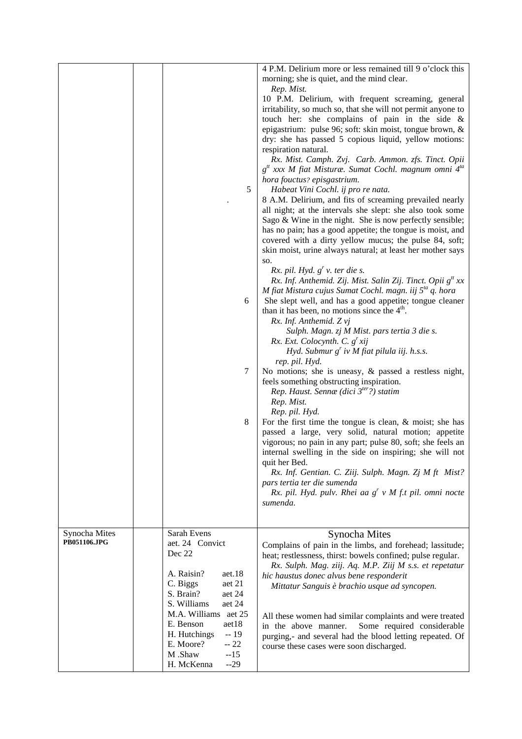| | | | |
|---|---|---|---|
| | | | 4 P.M. Delirium more or less remained till 9 o'clock this morning; she is quiet, and the mind clear.<br>*Rep. Mist.*<br>10 P.M. Delirium, with frequent screaming, general irritability, so much so, that she will not permit anyone to touch her: she complains of pain in the side & epigastrium: pulse 96; soft: skin moist, tongue brown, & dry: she has passed 5 copious liquid, yellow motions: respiration natural.<br>*Rx. Mist. Camph. Zvj. Carb. Ammon. zfs. Tinct. Opii $g^{tt}$ xxx M fiat Misturæ. Sumat Cochl. magnum omni $4^{ta}$ hora fouctus? episgastrium.* |
| | | 5<br>. | *Habeat Vini Cochl. ij pro re nata.*<br>8 A.M. Delirium, and fits of screaming prevailed nearly all night; at the intervals she slept: she also took some Sago & Wine in the night. She is now perfectly sensible; has no pain; has a good appetite; the tongue is moist, and covered with a dirty yellow mucus; the pulse 84, soft; skin moist, urine always natural; at least her mother says so.<br>*Rx. pil. Hyd. $g^r$ v. ter die s.*<br>*Rx. Inf. Anthemid. Zij. Mist. Salin Zij. Tinct. Opii $g^{tt}$ xx M fiat Mistura cujus Sumat Cochl. magn. iij $5^{ta}$ q. hora* |
| | | 6 | She slept well, and has a good appetite; tongue cleaner than it has been, no motions since the $4^{th}$.<br>*Rx. Inf. Anthemid. Z vj*<br>*Sulph. Magn. zj M Mist. pars tertia 3 die s.*<br>*Rx. Ext. Colocynth. C. $g^r$ xij*<br>*Hyd. Submur $g^r$ iv M fiat pilula iij. h.s.s.*<br>*rep. pil. Hyd.* |
| | | 7 | No motions; she is uneasy, & passed a restless night, feels something obstructing inspiration.<br>*Rep. Haust. Sennæ (dici $3^{ter}$?) statim*<br>*Rep. Mist.*<br>*Rep. pil. Hyd.* |
| | | 8 | For the first time the tongue is clean, & moist; she has passed a large, very solid, natural motion; appetite vigorous; no pain in any part; pulse 80, soft; she feels an internal swelling in the side on inspiring; she will not quit her Bed.<br>*Rx. Inf. Gentian. C. Ziij. Sulph. Magn. Zj M ft Mist? pars tertia ter die sumenda*<br>*Rx. pil. Hyd. pulv. Rhei aa $g^r$ v M f.t pil. omni nocte sumenda.* |
| Synocha Mites<br>**PB051106.JPG** | | Sarah Evens<br>aet. 24 Convict<br>Dec 22<br><br>A. Raisin? aet.18<br>C. Biggs aet 21<br>S. Brain? aet 24<br>S. Williams aet 24<br>M.A. Williams aet 25<br>E. Benson aet18<br>H. Hutchings -- 19<br>E. Moore? -- 22<br>M .Shaw --15<br>H. McKenna --29 | Synocha Mites<br>Complains of pain in the limbs, and forehead; lassitude; heat; restlessness, thirst: bowels confined; pulse regular.<br>*Rx. Sulph. Mag. ziij. Aq. M.P. Ziij M s.s. et repetatur hic haustus donec alvus bene responderit*<br>*Mittatur Sanguis è brachio usque ad syncopen.*<br><br>All these women had similar complaints and were treated in the above manner. Some required considerable purging,- and several had the blood letting repeated. Of course these cases were soon discharged. |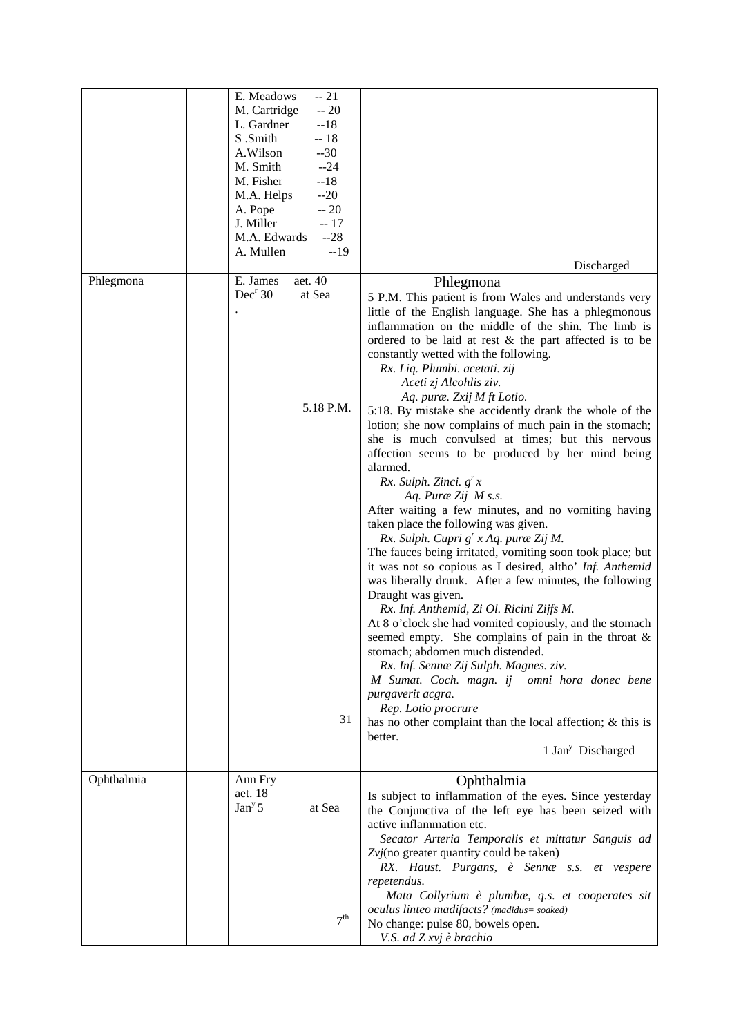| | | | |
|---|---|---|---|
| | | E. Meadows -- 21<br>M. Cartridge -- 20<br>L. Gardner --18<br>S .Smith -- 18<br>A.Wilson --30<br>M. Smith --24<br>M. Fisher --18<br>M.A. Helps --20<br>A. Pope -- 20<br>J. Miller -- 17<br>M.A. Edwards --28<br>A. Mullen --19 | Discharged |
| Phlegmona | | E. James aet. 40<br>Dec$^{r}$ 30 at Sea<br>.<br><br><br><br><br><br>5.18 P.M.<br><br><br><br><br><br><br><br><br><br><br><br><br><br><br><br><br><br><br><br><br><br><br><br>31 | Phlegmona<br>5 P.M. This patient is from Wales and understands very little of the English language. She has a phlegmonous inflammation on the middle of the shin. The limb is ordered to be laid at rest & the part affected is to be constantly wetted with the following.<br>*Rx. Liq. Plumbi. acetati. zij*<br>*Aceti zj Alcohlis ziv.*<br>*Aq. puræ. Zxij M ft Lotio.*<br>5:18. By mistake she accidently drank the whole of the lotion; she now complains of much pain in the stomach; she is much convulsed at times; but this nervous affection seems to be produced by her mind being alarmed.<br>*Rx. Sulph. Zinci. g$^{r}$ x*<br>*Aq. Puræ Zij M s.s.*<br>After waiting a few minutes, and no vomiting having taken place the following was given.<br>*Rx. Sulph. Cupri g$^{r}$ x Aq. puræ Zij M.*<br>The fauces being irritated, vomiting soon took place; but it was not so copious as I desired, altho' *Inf. Anthemid* was liberally drunk. After a few minutes, the following Draught was given.<br>*Rx. Inf. Anthemid, Zi Ol. Ricini Zijfs M.*<br>At 8 o'clock she had vomited copiously, and the stomach seemed empty. She complains of pain in the throat & stomach; abdomen much distended.<br>*Rx. Inf. Sennæ Zij Sulph. Magnes. ziv.*<br>*M Sumat. Coch. magn. ij omni hora donec bene purgaverit acgra.*<br>*Rep. Lotio procrure*<br>has no other complaint than the local affection; & this is better.<br>1 Jan$^{y}$ Discharged |
| Ophthalmia | | Ann Fry<br>aet. 18<br>Jan$^{y}$ 5 at Sea<br><br><br><br><br><br><br>7$^{th}$ | Ophthalmia<br>Is subject to inflammation of the eyes. Since yesterday the Conjunctiva of the left eye has been seized with active inflammation etc.<br>*Secator Arteria Temporalis et mittatur Sanguis ad Zvj*(no greater quantity could be taken)<br>*RX. Haust. Purgans, è Sennæ s.s. et vespere repetendus.*<br>*Mata Collyrium è plumbæ, q.s. et cooperates sit oculus linteo madifacts? (madidus= soaked)*<br>No change: pulse 80, bowels open.<br>*V.S. ad Z xvj è brachio* |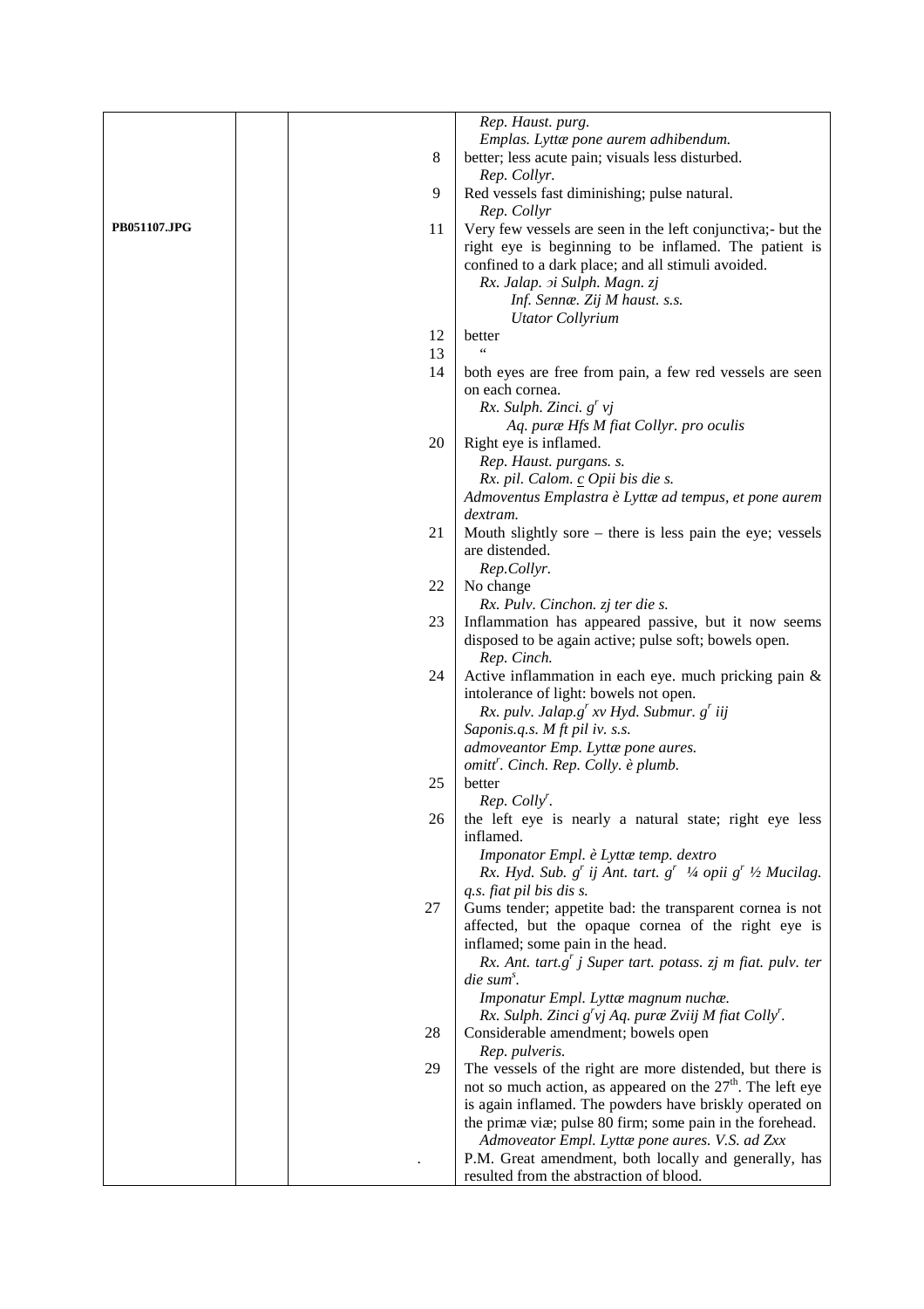| | | | |
|---|---|---|---|
| | | | *Rep. Haust. purg.*<br>*Emplas. Lyttæ pone aurem adhibendum.* |
| | | 8 | better; less acute pain; visuals less disturbed.<br>*Rep. Collyr.* |
| | | 9 | Red vessels fast diminishing; pulse natural.<br>*Rep. Collyr* |
| **PB051107.JPG** | | 11 | Very few vessels are seen in the left conjunctiva;- but the right eye is beginning to be inflamed. The patient is confined to a dark place; and all stimuli avoided.<br>*Rx. Jalap. ↄi Sulph. Magn. zj*<br>*Inf. Sennæ. Zij M haust. s.s.*<br>*Utator Collyrium* |
| | | 12 | better |
| | | 13 | " |
| | | 14 | both eyes are free from pain, a few red vessels are seen on each cornea.<br>*Rx. Sulph. Zinci. g^r vj*<br>*Aq. puræ Hfs M fiat Collyr. pro oculis* |
| | | 20 | Right eye is inflamed.<br>*Rep. Haust. purgans. s.*<br>*Rx. pil. Calom. c Opii bis die s.*<br>*Admoventus Emplastra è Lyttæ ad tempus, et pone aurem dextram.* |
| | | 21 | Mouth slightly sore – there is less pain the eye; vessels are distended.<br>*Rep.Collyr.* |
| | | 22 | No change<br>*Rx. Pulv. Cinchon. zj ter die s.* |
| | | 23 | Inflammation has appeared passive, but it now seems disposed to be again active; pulse soft; bowels open.<br>*Rep. Cinch.* |
| | | 24 | Active inflammation in each eye. much pricking pain & intolerance of light: bowels not open.<br>*Rx. pulv. Jalap.g^r xv Hyd. Submur. g^r iij*<br>*Saponis.q.s. M ft pil iv. s.s.*<br>*admoveantor Emp. Lyttæ pone aures.*<br>*omitt^r. Cinch. Rep. Colly. è plumb.* |
| | | 25 | better<br>*Rep. Colly^r.* |
| | | 26 | the left eye is nearly a natural state; right eye less inflamed.<br>*Imponator Empl. è Lyttæ temp. dextro*<br>*Rx. Hyd. Sub. g^r ij Ant. tart. g^r ¼ opii g^r ½ Mucilag. q.s. fiat pil bis dis s.* |
| | | 27 | Gums tender; appetite bad: the transparent cornea is not affected, but the opaque cornea of the right eye is inflamed; some pain in the head.<br>*Rx. Ant. tart.g^r j Super tart. potass. zj m fiat. pulv. ter die sum^s.*<br>*Imponatur Empl. Lyttæ magnum nuchæ.*<br>*Rx. Sulph. Zinci g^r vj Aq. puræ Zviij M fiat Colly^r.* |
| | | 28 | Considerable amendment; bowels open<br>*Rep. pulveris.* |
| | | 29 | The vessels of the right are more distended, but there is not so much action, as appeared on the 27th. The left eye is again inflamed. The powders have briskly operated on the primæ viæ; pulse 80 firm; some pain in the forehead.<br>*Admoveator Empl. Lyttæ pone aures. V.S. ad Zxx* |
| | | . | P.M. Great amendment, both locally and generally, has resulted from the abstraction of blood. |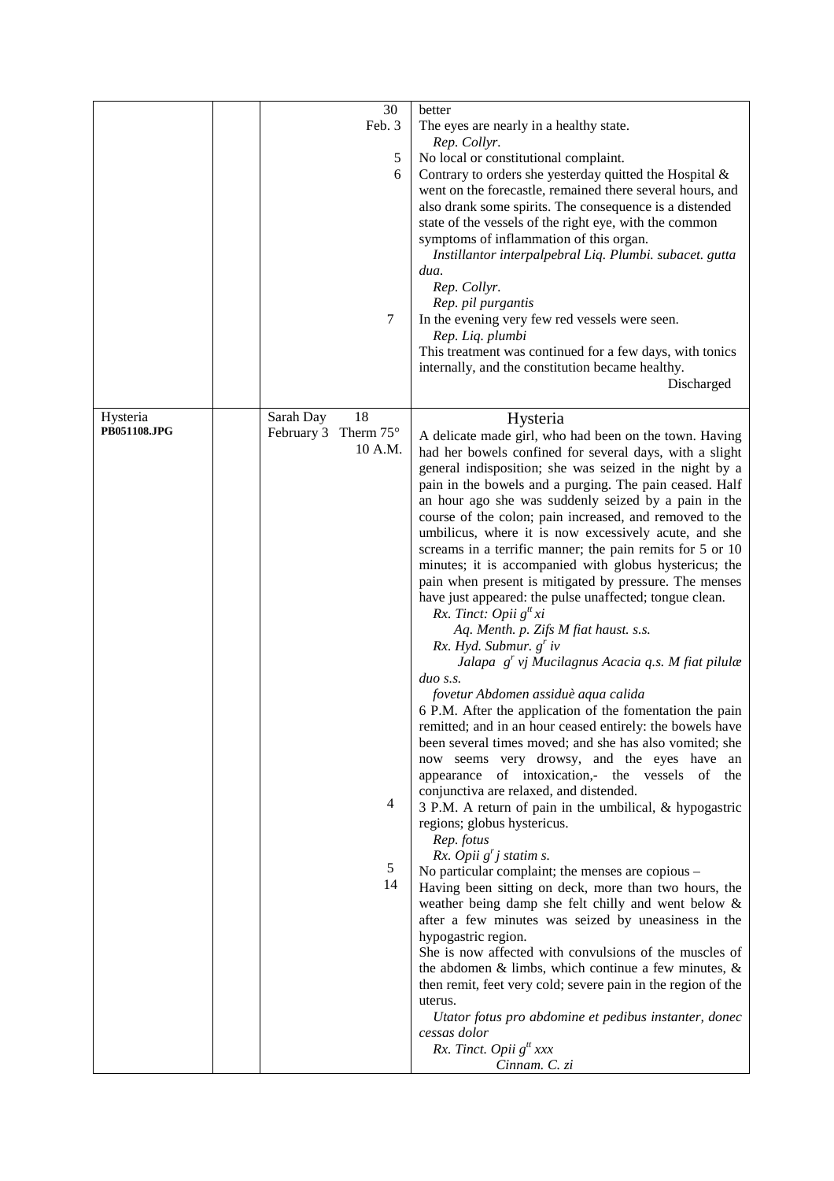| | | | |
|---|---|---|---|
| | | 30 | better |
| | | Feb. 3 | The eyes are nearly in a healthy state.<br>*Rep. Collyr.* |
| | | 5 | No local or constitutional complaint. |
| | | 6 | Contrary to orders she yesterday quitted the Hospital & went on the forecastle, remained there several hours, and also drank some spirits. The consequence is a distended state of the vessels of the right eye, with the common symptoms of inflammation of this organ.<br>*Instillantor interpalpebral Liq. Plumbi. subacet. gutta dua.*<br>*Rep. Collyr.*<br>*Rep. pil purgantis* |
| | | 7 | In the evening very few red vessels were seen.<br>*Rep. Liq. plumbi*<br>This treatment was continued for a few days, with tonics internally, and the constitution became healthy.<br>Discharged |
| Hysteria<br>**PB051108.JPG** | | Sarah Day 18<br>February 3 Therm 75°<br>10 A.M. | Hysteria<br>A delicate made girl, who had been on the town. Having had her bowels confined for several days, with a slight general indisposition; she was seized in the night by a pain in the bowels and a purging. The pain ceased. Half an hour ago she was suddenly seized by a pain in the course of the colon; pain increased, and removed to the umbilicus, where it is now excessively acute, and she screams in a terrific manner; the pain remits for 5 or 10 minutes; it is accompanied with globus hystericus; the pain when present is mitigated by pressure. The menses have just appeared: the pulse unaffected; tongue clean.<br>*Rx. Tinct: Opii gtt xi*<br>*Aq. Menth. p. Zifs M fiat haust. s.s.*<br>*Rx. Hyd. Submur. gr iv*<br>*Jalapa gr vj Mucilagnus Acacia q.s. M fiat pilulæ duo s.s.*<br>*fovetur Abdomen assiduè aqua calida*<br>6 P.M. After the application of the fomentation the pain remitted; and in an hour ceased entirely: the bowels have been several times moved; and she has also vomited; she now seems very drowsy, and the eyes have an appearance of intoxication,- the vessels of the conjunctiva are relaxed, and distended. |
| | | 4 | 3 P.M. A return of pain in the umbilical, & hypogastric regions; globus hystericus.<br>*Rep. fotus*<br>*Rx. Opii gr j statim s.* |
| | | 5 | No particular complaint; the menses are copious – |
| | | 14 | Having been sitting on deck, more than two hours, the weather being damp she felt chilly and went below & after a few minutes was seized by uneasiness in the hypogastric region.<br>She is now affected with convulsions of the muscles of the abdomen & limbs, which continue a few minutes, & then remit, feet very cold; severe pain in the region of the uterus.<br>*Utator fotus pro abdomine et pedibus instanter, donec cessas dolor*<br>*Rx. Tinct. Opii gtt xxx*<br>*Cinnam. C. zi* |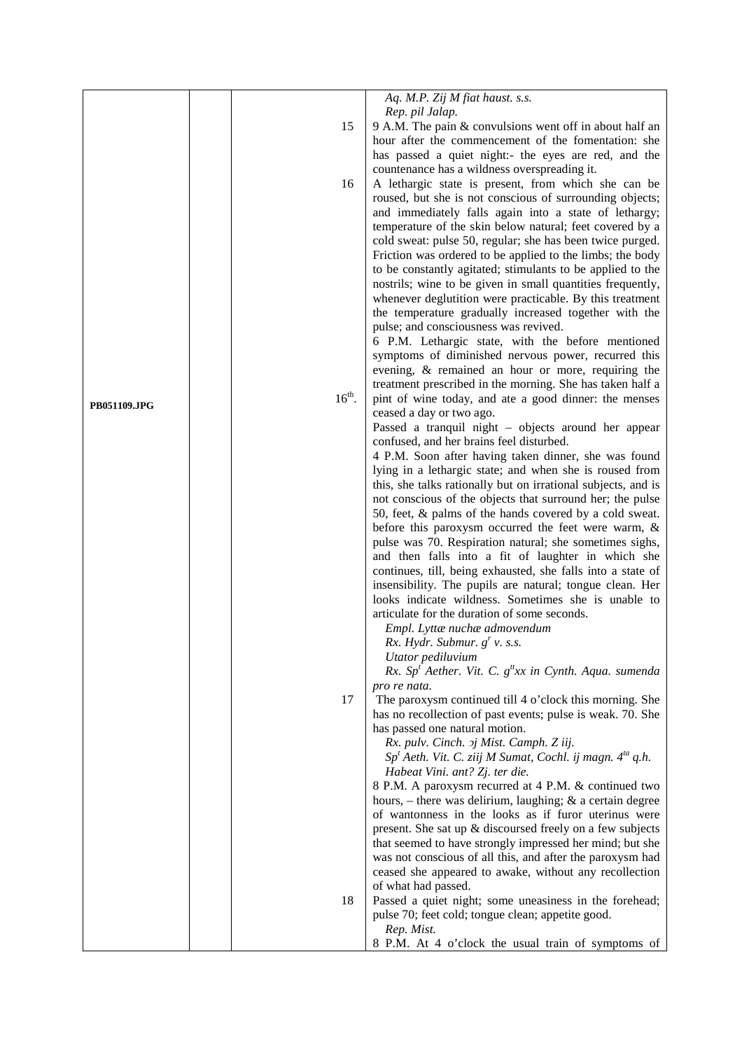| | | | |
|---|---|---|---|
| PB051109.JPG | | | *Aq. M.P. Zij M fiat haust. s.s.*<br>*Rep. pil Jalap.* |
| | | 15 | 9 A.M. The pain & convulsions went off in about half an hour after the commencement of the fomentation: she has passed a quiet night:- the eyes are red, and the countenance has a wildness overspreading it. |
| | | 16 | A lethargic state is present, from which she can be roused, but she is not conscious of surrounding objects; and immediately falls again into a state of lethargy; temperature of the skin below natural; feet covered by a cold sweat: pulse 50, regular; she has been twice purged. Friction was ordered to be applied to the limbs; the body to be constantly agitated; stimulants to be applied to the nostrils; wine to be given in small quantities frequently, whenever deglutition were practicable. By this treatment the temperature gradually increased together with the pulse; and consciousness was revived.<br>6 P.M. Lethargic state, with the before mentioned symptoms of diminished nervous power, recurred this evening, & remained an hour or more, requiring the treatment prescribed in the morning. She has taken half a pint of wine today, and ate a good dinner: the menses ceased a day or two ago. |
| | | $16^{th}$. | Passed a tranquil night – objects around her appear confused, and her brains feel disturbed.<br>4 P.M. Soon after having taken dinner, she was found lying in a lethargic state; and when she is roused from this, she talks rationally but on irrational subjects, and is not conscious of the objects that surround her; the pulse 50, feet, & palms of the hands covered by a cold sweat. before this paroxysm occurred the feet were warm, & pulse was 70. Respiration natural; she sometimes sighs, and then falls into a fit of laughter in which she continues, till, being exhausted, she falls into a state of insensibility. The pupils are natural; tongue clean. Her looks indicate wildness. Sometimes she is unable to articulate for the duration of some seconds.<br>*Empl. Lyttæ nuchæ admovendum*<br>*Rx. Hydr. Submur. $g^r$ v. s.s.*<br>*Utator pediluvium*<br>*Rx. $Sp^t$ Aether. Vit. C. $g^{tt}$xx in Cynth. Aqua. sumenda pro re nata.* |
| | | 17 | The paroxysm continued till 4 o'clock this morning. She has no recollection of past events; pulse is weak. 70. She has passed one natural motion.<br>*Rx. pulv. Cinch. ℈j Mist. Camph. Z iij.*<br>*$Sp^t$ Aeth. Vit. C. ziij M Sumat, Cochl. ij magn. $4^{ta}$ q.h.*<br>*Habeat Vini. ant? Zj. ter die.*<br>8 P.M. A paroxysm recurred at 4 P.M. & continued two hours, – there was delirium, laughing; & a certain degree of wantonness in the looks as if furor uterinus were present. She sat up & discoursed freely on a few subjects that seemed to have strongly impressed her mind; but she was not conscious of all this, and after the paroxysm had ceased she appeared to awake, without any recollection of what had passed. |
| | | 18 | Passed a quiet night; some uneasiness in the forehead; pulse 70; feet cold; tongue clean; appetite good.<br>*Rep. Mist.*<br>8 P.M. At 4 o'clock the usual train of symptoms of |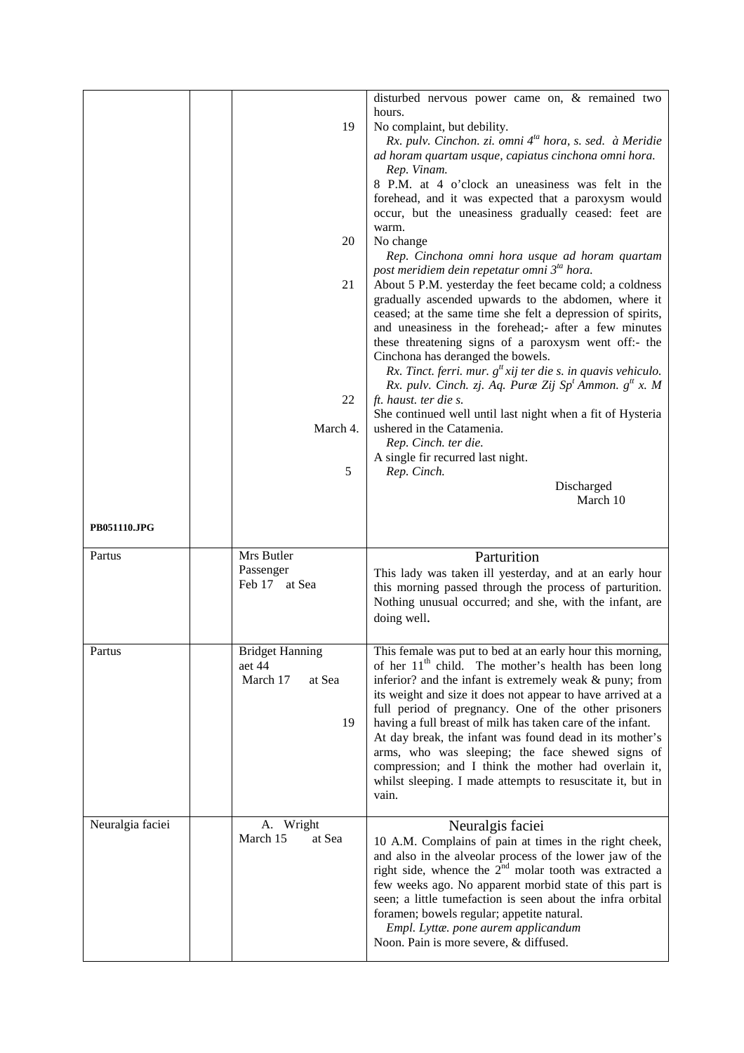| | | | |
|---|---|---|---|
| | | | disturbed nervous power came on, & remained two hours. |
| | | 19 | No complaint, but debility.<br>*Rx. pulv. Cinchon. zi. omni 4$^{ta}$ hora, s. sed. à Meridie ad horam quartam usque, capiatus cinchona omni hora.*<br>*Rep. Vinam.*<br>8 P.M. at 4 o'clock an uneasiness was felt in the forehead, and it was expected that a paroxysm would occur, but the uneasiness gradually ceased: feet are warm. |
| | | 20 | No change<br>*Rep. Cinchona omni hora usque ad horam quartam post meridiem dein repetatur omni 3$^{ta}$ hora.* |
| | | 21 | About 5 P.M. yesterday the feet became cold; a coldness gradually ascended upwards to the abdomen, where it ceased; at the same time she felt a depression of spirits, and uneasiness in the forehead;- after a few minutes these threatening signs of a paroxysm went off:- the Cinchona has deranged the bowels.<br>*Rx. Tinct. ferri. mur. g$^{tt}$ xij ter die s. in quavis vehiculo.*<br>*Rx. pulv. Cinch. zj. Aq. Puræ Zij Sp$^{t}$ Ammon. g$^{tt}$ x. M ft. haust. ter die s.* |
| | | 22 | She continued well until last night when a fit of Hysteria ushered in the Catamenia. |
| | | March 4. | *Rep. Cinch. ter die.*<br>A single fir recurred last night. |
| | | 5 | *Rep. Cinch.*<br>Discharged<br>March 10 |
| **PB051110.JPG** | | | |
| Partus | | Mrs Butler<br>Passenger<br>Feb 17 at Sea | Parturition<br>This lady was taken ill yesterday, and at an early hour this morning passed through the process of parturition. Nothing unusual occurred; and she, with the infant, are doing well. |
| Partus | | Bridget Hanning<br>aet 44<br>March 17 at Sea<br><br>19 | This female was put to bed at an early hour this morning, of her 11$^{th}$ child. The mother's health has been long inferior? and the infant is extremely weak & puny; from its weight and size it does not appear to have arrived at a full period of pregnancy. One of the other prisoners having a full breast of milk has taken care of the infant.<br>At day break, the infant was found dead in its mother's arms, who was sleeping; the face shewed signs of compression; and I think the mother had overlain it, whilst sleeping. I made attempts to resuscitate it, but in vain. |
| Neuralgia faciei | | A. Wright<br>March 15 at Sea | Neuralgis faciei<br>10 A.M. Complains of pain at times in the right cheek, and also in the alveolar process of the lower jaw of the right side, whence the 2$^{nd}$ molar tooth was extracted a few weeks ago. No apparent morbid state of this part is seen; a little tumefaction is seen about the infra orbital foramen; bowels regular; appetite natural.<br>*Empl. Lyttæ. pone aurem applicandum*<br>Noon. Pain is more severe, & diffused. |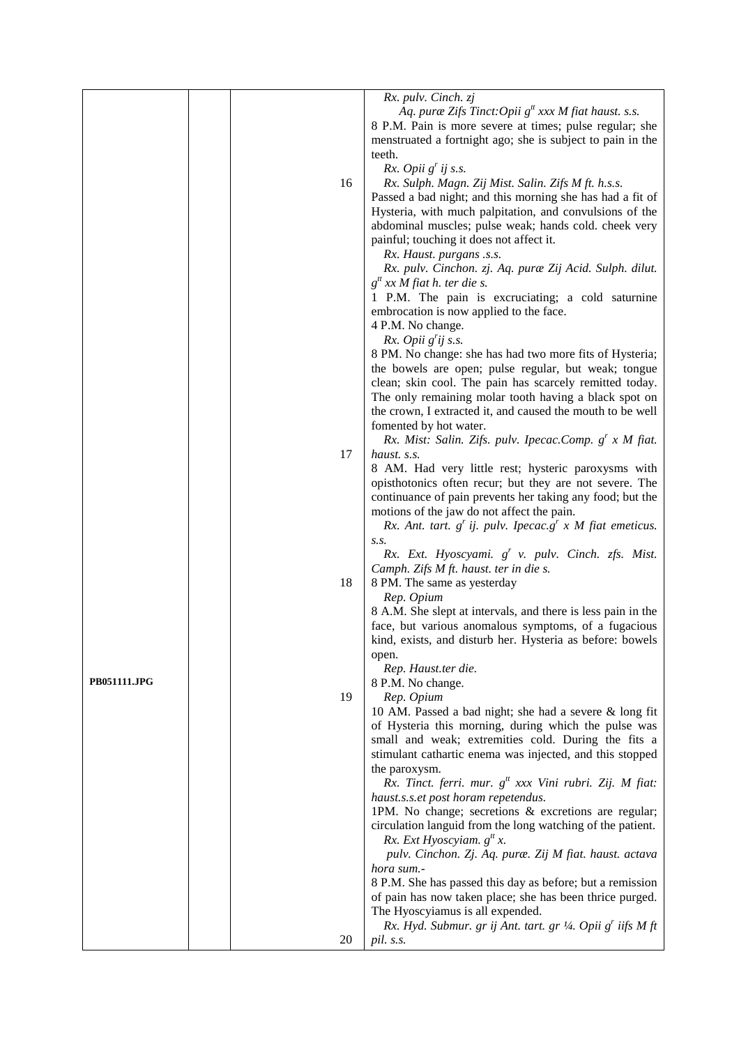| | | | |
|---|---|---|---|
| | | | *Rx. pulv. Cinch. zj* |
| | | | *Aq. puræ Zifs Tinct:Opii* $g^{tt}$ *xxx M fiat haust. s.s.* |
| | | | 8 P.M. Pain is more severe at times; pulse regular; she menstruated a fortnight ago; she is subject to pain in the teeth. |
| | | | *Rx. Opii* $g^{r}$ *ij s.s.* |
| | | 16 | *Rx. Sulph. Magn. Zij Mist. Salin. Zifs M ft. h.s.s.* |
| | | | Passed a bad night; and this morning she has had a fit of Hysteria, with much palpitation, and convulsions of the abdominal muscles; pulse weak; hands cold. cheek very painful; touching it does not affect it. |
| | | | *Rx. Haust. purgans .s.s.* |
| | | | *Rx. pulv. Cinchon. zj. Aq. puræ Zij Acid. Sulph. dilut.* $g^{tt}$ *xx M fiat h. ter die s.* |
| | | | 1 P.M. The pain is excruciating; a cold saturnine embrocation is now applied to the face. |
| | | | 4 P.M. No change. |
| | | | *Rx. Opii* $g^{r}$*ij s.s.* |
| | | | 8 PM. No change: she has had two more fits of Hysteria; the bowels are open; pulse regular, but weak; tongue clean; skin cool. The pain has scarcely remitted today. The only remaining molar tooth having a black spot on the crown, I extracted it, and caused the mouth to be well fomented by hot water. |
| | | | *Rx. Mist: Salin. Zifs. pulv. Ipecac.Comp.* $g^{r}$ *x M fiat.* |
| | | 17 | *haust. s.s.* |
| | | | 8 AM. Had very little rest; hysteric paroxysms with opisthotonics often recur; but they are not severe. The continuance of pain prevents her taking any food; but the motions of the jaw do not affect the pain. |
| | | | *Rx. Ant. tart.* $g^{r}$ *ij. pulv. Ipecac.*$g^{r}$ *x M fiat emeticus. s.s.* |
| | | | *Rx. Ext. Hyoscyami.* $g^{r}$ *v. pulv. Cinch. zfs. Mist. Camph. Zifs M ft. haust. ter in die s.* |
| | | 18 | 8 PM. The same as yesterday |
| | | | *Rep. Opium* |
| | | | 8 A.M. She slept at intervals, and there is less pain in the face, but various anomalous symptoms, of a fugacious kind, exists, and disturb her. Hysteria as before: bowels open. |
| | | | *Rep. Haust.ter die.* |
| **PB051111.JPG** | | | 8 P.M. No change. |
| | | 19 | *Rep. Opium* |
| | | | 10 AM. Passed a bad night; she had a severe & long fit of Hysteria this morning, during which the pulse was small and weak; extremities cold. During the fits a stimulant cathartic enema was injected, and this stopped the paroxysm. |
| | | | *Rx. Tinct. ferri. mur.* $g^{tt}$ *xxx Vini rubri. Zij. M fiat: haust.s.s.et post horam repetendus.* |
| | | | 1PM. No change; secretions & excretions are regular; circulation languid from the long watching of the patient. |
| | | | *Rx. Ext Hyoscyiam.* $g^{tt}$ *x.* |
| | | | *pulv. Cinchon. Zj. Aq. puræ. Zij M fiat. haust. actava hora sum.-* |
| | | | 8 P.M. She has passed this day as before; but a remission of pain has now taken place; she has been thrice purged. The Hyoscyiamus is all expended. |
| | | | *Rx. Hyd. Submur. gr ij Ant. tart. gr ¼. Opii* $g^{r}$ *iifs M ft* |
| | | 20 | *pil. s.s.* |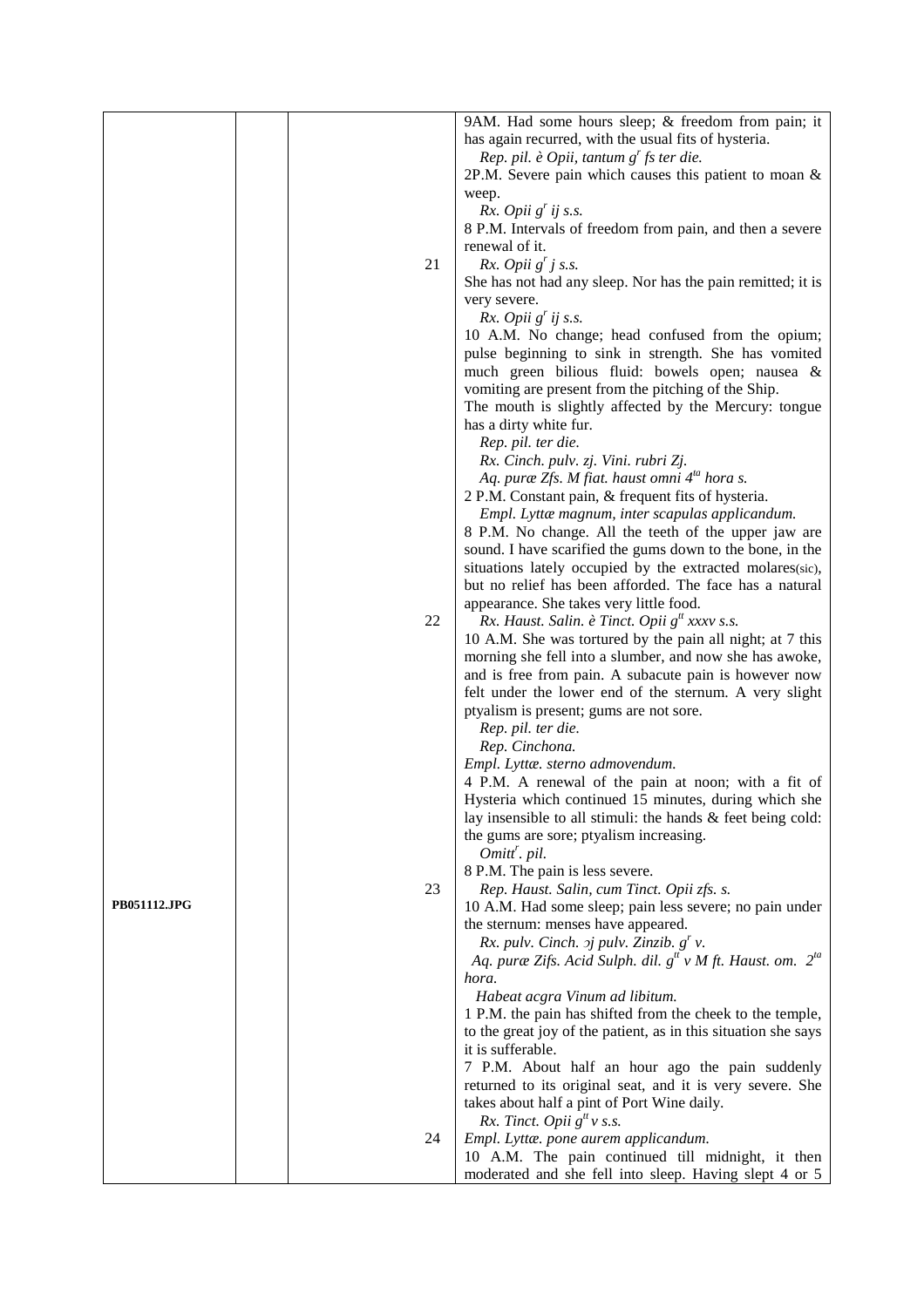| | | | |
|---|---|---|---|
| | | | 9AM. Had some hours sleep; & freedom from pain; it has again recurred, with the usual fits of hysteria. |
| | | | *Rep. pil. è Opii, tantum $g^r$ fs ter die.* |
| | | | 2P.M. Severe pain which causes this patient to moan & weep. |
| | | | *Rx. Opii $g^r$ ij s.s.* |
| | | | 8 P.M. Intervals of freedom from pain, and then a severe renewal of it. |
| | | 21 | *Rx. Opii $g^r$ j s.s.* |
| | | | She has not had any sleep. Nor has the pain remitted; it is very severe. |
| | | | *Rx. Opii $g^r$ ij s.s.* |
| | | | 10 A.M. No change; head confused from the opium; pulse beginning to sink in strength. She has vomited much green bilious fluid: bowels open; nausea & vomiting are present from the pitching of the Ship. |
| | | | The mouth is slightly affected by the Mercury: tongue has a dirty white fur. |
| | | | *Rep. pil. ter die.* |
| | | | *Rx. Cinch. pulv. zj. Vini. rubri Zj.* |
| | | | *Aq. puræ Zfs. M fiat. haust omni $4^{ta}$ hora s.* |
| | | | 2 P.M. Constant pain, & frequent fits of hysteria. |
| | | | *Empl. Lyttæ magnum, inter scapulas applicandum.* |
| | | | 8 P.M. No change. All the teeth of the upper jaw are sound. I have scarified the gums down to the bone, in the situations lately occupied by the extracted molares(sic), but no relief has been afforded. The face has a natural appearance. She takes very little food. |
| | | 22 | *Rx. Haust. Salin. è Tinct. Opii $g^{tt}$ xxxv s.s.* |
| | | | 10 A.M. She was tortured by the pain all night; at 7 this morning she fell into a slumber, and now she has awoke, and is free from pain. A subacute pain is however now felt under the lower end of the sternum. A very slight ptyalism is present; gums are not sore. |
| | | | *Rep. pil. ter die.* |
| | | | *Rep. Cinchona.* |
| | | | *Empl. Lyttæ. sterno admovendum.* |
| | | | 4 P.M. A renewal of the pain at noon; with a fit of Hysteria which continued 15 minutes, during which she lay insensible to all stimuli: the hands & feet being cold: the gums are sore; ptyalism increasing. |
| | | | *$Omitt^r$. pil.* |
| | | | 8 P.M. The pain is less severe. |
| | | 23 | *Rep. Haust. Salin, cum Tinct. Opii zfs. s.* |
| **PB051112.JPG** | | | 10 A.M. Had some sleep; pain less severe; no pain under the sternum: menses have appeared. |
| | | | *Rx. pulv. Cinch. ɔj pulv. Zinzib. $g^r$ v.* |
| | | | *Aq. puræ Zifs. Acid Sulph. dil. $g^{tt}$ v M ft. Haust. om. $2^{da}$ hora.* |
| | | | *Habeat acgra Vinum ad libitum.* |
| | | | 1 P.M. the pain has shifted from the cheek to the temple, to the great joy of the patient, as in this situation she says it is sufferable. |
| | | | 7 P.M. About half an hour ago the pain suddenly returned to its original seat, and it is very severe. She takes about half a pint of Port Wine daily. |
| | | | *Rx. Tinct. Opii $g^{tt}$ v s.s.* |
| | | 24 | *Empl. Lyttæ. pone aurem applicandum.* |
| | | | 10 A.M. The pain continued till midnight, it then moderated and she fell into sleep. Having slept 4 or 5 |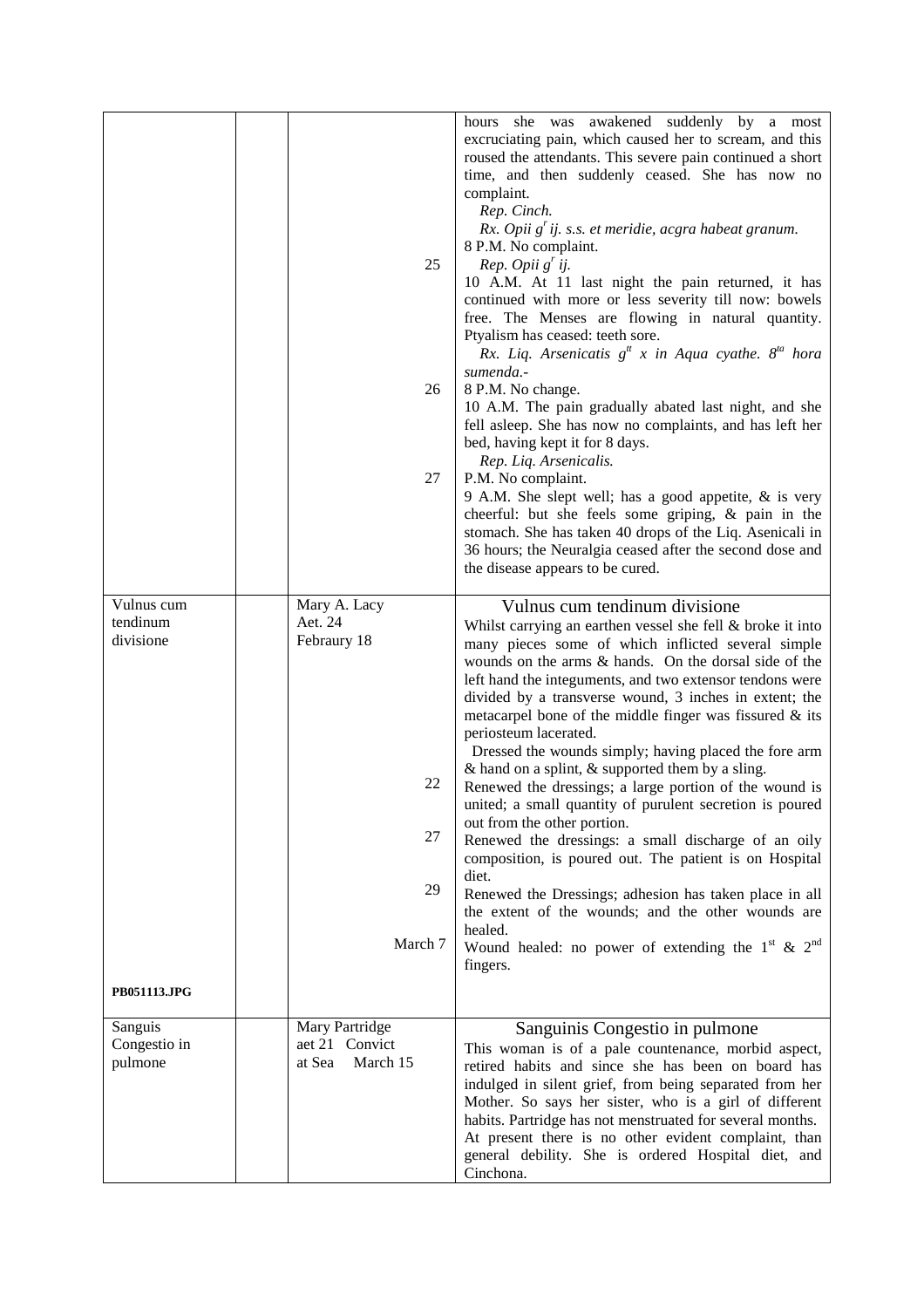| | | | |
|---|---|---|---|
| | | | hours she was awakened suddenly by a most excruciating pain, which caused her to scream, and this roused the attendants. This severe pain continued a short time, and then suddenly ceased. She has now no complaint. *Rep. Cinch.* *Rx. Opii $g^r$ ij. s.s. et meridie, acgra habeat granum.* 8 P.M. No complaint. |
| | | 25 | *Rep. Opii $g^r$ ij.* 10 A.M. At 11 last night the pain returned, it has continued with more or less severity till now: bowels free. The Menses are flowing in natural quantity. Ptyalism has ceased: teeth sore. *Rx. Liq. Arsenicatis $g^{tt}$ x in Aqua cyathe. $8^{ta}$ hora sumenda.-* |
| | | 26 | 8 P.M. No change. 10 A.M. The pain gradually abated last night, and she fell asleep. She has now no complaints, and has left her bed, having kept it for 8 days. *Rep. Liq. Arsenicalis.* |
| | | 27 | P.M. No complaint. 9 A.M. She slept well; has a good appetite, & is very cheerful: but she feels some griping, & pain in the stomach. She has taken 40 drops of the Liq. Asenicali in 36 hours; the Neuralgia ceased after the second dose and the disease appears to be cured. |
| Vulnus cum tendinum divisione | | Mary A. Lacy Aet. 24 Febraury 18 | Vulnus cum tendinum divisione Whilst carrying an earthen vessel she fell & broke it into many pieces some of which inflicted several simple wounds on the arms & hands. On the dorsal side of the left hand the integuments, and two extensor tendons were divided by a transverse wound, 3 inches in extent; the metacarpel bone of the middle finger was fissured & its periosteum lacerated. Dressed the wounds simply; having placed the fore arm & hand on a splint, & supported them by a sling. |
| | | 22 | Renewed the dressings; a large portion of the wound is united; a small quantity of purulent secretion is poured out from the other portion. |
| | | 27 | Renewed the dressings: a small discharge of an oily composition, is poured out. The patient is on Hospital diet. |
| | | 29 | Renewed the Dressings; adhesion has taken place in all the extent of the wounds; and the other wounds are healed. |
| | | March 7 | Wound healed: no power of extending the $1^{st}$ & $2^{nd}$ fingers. |
| **PB051113.JPG** | | | |
| Sanguis Congestio in pulmone | | Mary Partridge aet 21 Convict at Sea March 15 | Sanguinis Congestio in pulmone This woman is of a pale countenance, morbid aspect, retired habits and since she has been on board has indulged in silent grief, from being separated from her Mother. So says her sister, who is a girl of different habits. Partridge has not menstruated for several months. At present there is no other evident complaint, than general debility. She is ordered Hospital diet, and Cinchona. |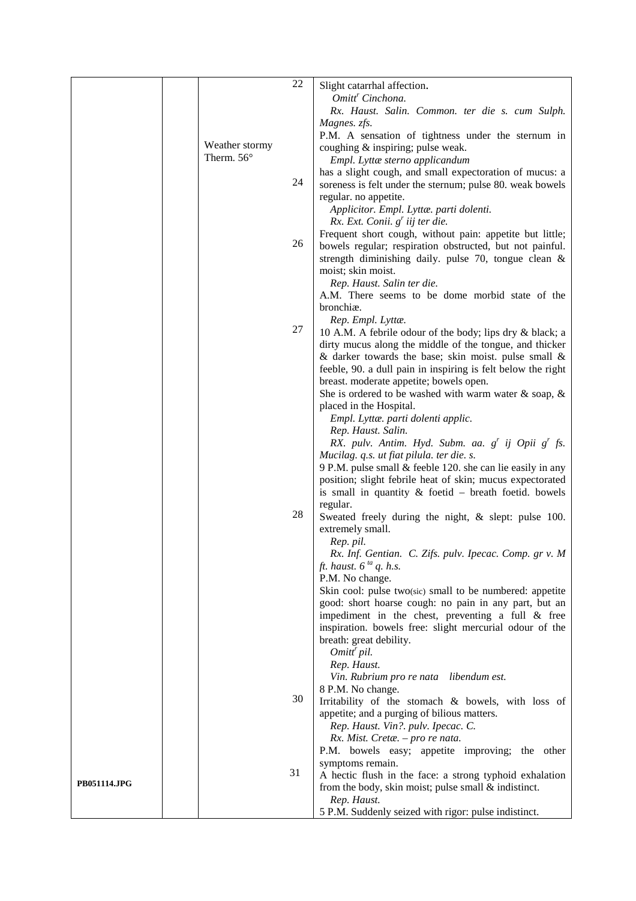| | | | | |
|---|---|---|---|---|
| | | Weather stormy<br>Therm. 56° | 22 | Slight catarrhal affection.<br>*Omitt[r] Cinchona.*<br>*Rx. Haust. Salin. Common. ter die s. cum Sulph. Magnes. zfs.*<br>P.M. A sensation of tightness under the sternum in coughing & inspiring; pulse weak.<br>*Empl. Lyttæ sterno applicandum* |
| | | | 24 | has a slight cough, and small expectoration of mucus: a soreness is felt under the sternum; pulse 80. weak bowels regular. no appetite.<br>*Applicitor. Empl. Lyttæ. parti dolenti.*<br>*Rx. Ext. Conii. g[r] iij ter die.* |
| | | | 26 | Frequent short cough, without pain: appetite but little; bowels regular; respiration obstructed, but not painful. strength diminishing daily. pulse 70, tongue clean & moist; skin moist.<br>*Rep. Haust. Salin ter die.*<br>A.M. There seems to be dome morbid state of the bronchiæ.<br>*Rep. Empl. Lyttæ.* |
| | | | 27 | 10 A.M. A febrile odour of the body; lips dry & black; a dirty mucus along the middle of the tongue, and thicker & darker towards the base; skin moist. pulse small & feeble, 90. a dull pain in inspiring is felt below the right breast. moderate appetite; bowels open.<br>She is ordered to be washed with warm water & soap, & placed in the Hospital.<br>*Empl. Lyttæ. parti dolenti applic.*<br>*Rep. Haust. Salin.*<br>*RX. pulv. Antim. Hyd. Subm. aa. g[r] ij Opii g[r] fs. Mucilag. q.s. ut fiat pilula. ter die. s.*<br>9 P.M. pulse small & feeble 120. she can lie easily in any position; slight febrile heat of skin; mucus expectorated is small in quantity & foetid – breath foetid. bowels regular. |
| | | | 28 | Sweated freely during the night, & slept: pulse 100. extremely small.<br>*Rep. pil.*<br>*Rx. Inf. Gentian. C. Zifs. pulv. Ipecac. Comp. gr v. M ft. haust. 6[ta] q. h.s.*<br>P.M. No change.<br>Skin cool: pulse two(sic) small to be numbered: appetite good: short hoarse cough: no pain in any part, but an impediment in the chest, preventing a full & free inspiration. bowels free: slight mercurial odour of the breath: great debility.<br>*Omitt[r] pil.*<br>*Rep. Haust.*<br>*Vin. Rubrium pro re nata libendum est.*<br>8 P.M. No change. |
| | | | 30 | Irritability of the stomach & bowels, with loss of appetite; and a purging of bilious matters.<br>*Rep. Haust. Vin?. pulv. Ipecac. C.*<br>*Rx. Mist. Cretæ. – pro re nata.*<br>P.M. bowels easy; appetite improving; the other symptoms remain. |
| **PB051114.JPG** | | | 31 | A hectic flush in the face: a strong typhoid exhalation from the body, skin moist; pulse small & indistinct.<br>*Rep. Haust.*<br>5 P.M. Suddenly seized with rigor: pulse indistinct. |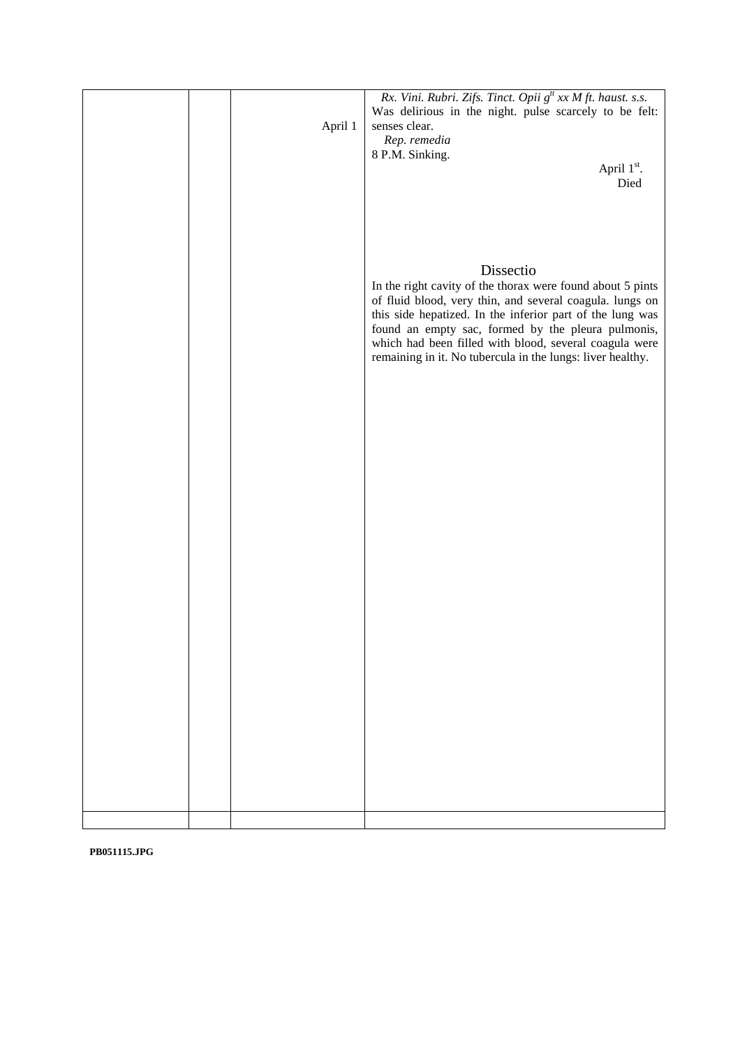| | | | |
|---|---|---|---|
| | | April 1 | *Rx. Vini. Rubri. Zifs. Tinct. Opii $g^{tt}$ xx M ft. haust. s.s.* Was delirious in the night. pulse scarcely to be felt: senses clear. *Rep. remedia* 8 P.M. Sinking. April 1[st]. Died |
| | | | **Dissectio** In the right cavity of the thorax were found about 5 pints of fluid blood, very thin, and several coagula. lungs on this side hepatized. In the inferior part of the lung was found an empty sac, formed by the pleura pulmonis, which had been filled with blood, several coagula were remaining in it. No tubercula in the lungs: liver healthy. |
| | | | |

**PB051115.JPG**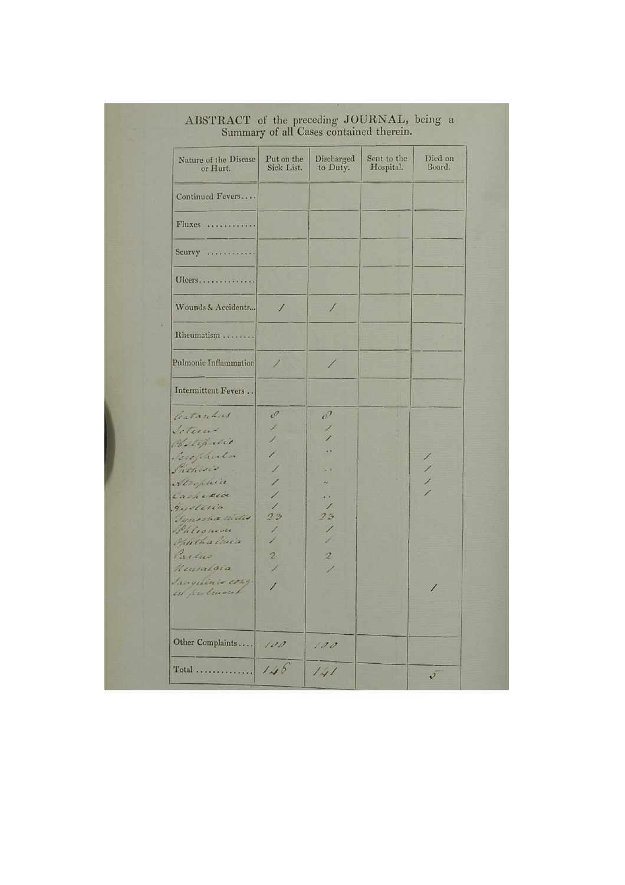# ABSTRACT of the preceding JOURNAL, being a Summary of all Cases contained therein.

| Nature of the Disease or Hurt. | Put on the Sick List. | Discharged to Duty. | Sent to the Hospital. | Died on Board. |
|---|---|---|---|---|
| Continued Fevers.... | | | | |
| Fluxes ............ | | | | |
| Scurvy ............ | | | | |
| Ulcers.............. | | | | |
| Wounds & Accidents... | 1 | 1 | | |
| Rheumatism ........ | | | | |
| Pulmonic Inflammation | 1 | 1 | | |
| Intermittent Fevers .. | | | | |
| Catarrhus | 8 | 8 | | |
| Icterus | 1 | 1 | | |
| Obstipatio | 1 | 1 | | |
| Scrophula | 1 | .. | | 1 |
| Phthisis | 1 | .. | | 1 |
| Atrophia | 1 | " | | 1 |
| Cachexia | 1 | .. | | 1 |
| Hysteria | 1 | 1 | | |
| Synocha mitis | 23 | 23 | | |
| Phlegmon | 1 | 1 | | |
| Ophthalmia | 1 | 1 | | |
| Partus | 2 | 2 | | |
| Neuralgia | 1 | 1 | | |
| Sanguinis cong. in pulmon. | 1 | | | 1 |
| Other Complaints.... | 100 | 100 | | |
| Total .............. | 146 | 141 | | 5 |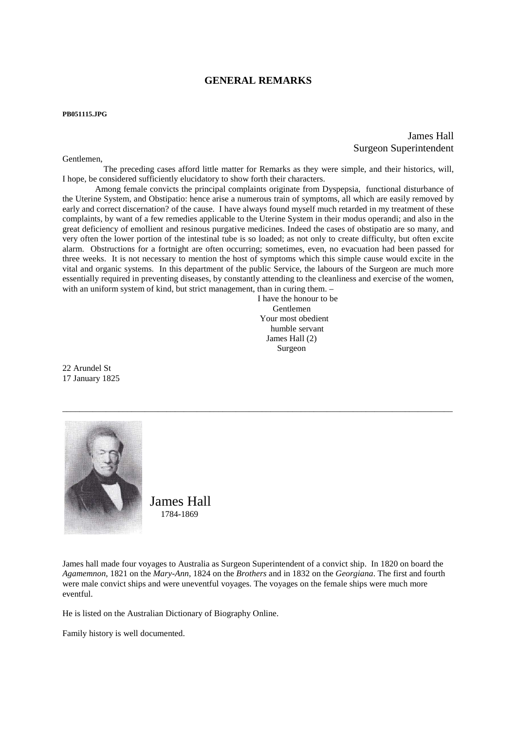## GENERAL REMARKS

**PB051115.JPG**

James Hall
Surgeon Superintendent

Gentlemen,

The preceding cases afford little matter for Remarks as they were simple, and their historics, will, I hope, be considered sufficiently elucidatory to show forth their characters.

Among female convicts the principal complaints originate from Dyspepsia, functional disturbance of the Uterine System, and Obstipatio: hence arise a numerous train of symptoms, all which are easily removed by early and correct discernation? of the cause. I have always found myself much retarded in my treatment of these complaints, by want of a few remedies applicable to the Uterine System in their modus operandi; and also in the great deficiency of emollient and resinous purgative medicines. Indeed the cases of obstipatio are so many, and very often the lower portion of the intestinal tube is so loaded; as not only to create difficulty, but often excite alarm. Obstructions for a fortnight are often occurring; sometimes, even, no evacuation had been passed for three weeks. It is not necessary to mention the host of symptoms which this simple cause would excite in the vital and organic systems. In this department of the public Service, the labours of the Surgeon are much more essentially required in preventing diseases, by constantly attending to the cleanliness and exercise of the women, with an uniform system of kind, but strict management, than in curing them. –

I have the honour to be
Gentlemen
Your most obedient
humble servant
James Hall (2)
Surgeon

22 Arundel St
17 January 1825

---

James Hall
1784-1869

James hall made four voyages to Australia as Surgeon Superintendent of a convict ship. In 1820 on board the *Agamemnon*, 1821 on the *Mary-Ann*, 1824 on the *Brothers* and in 1832 on the *Georgiana*. The first and fourth were male convict ships and were uneventful voyages. The voyages on the female ships were much more eventful.

He is listed on the Australian Dictionary of Biography Online.

Family history is well documented.